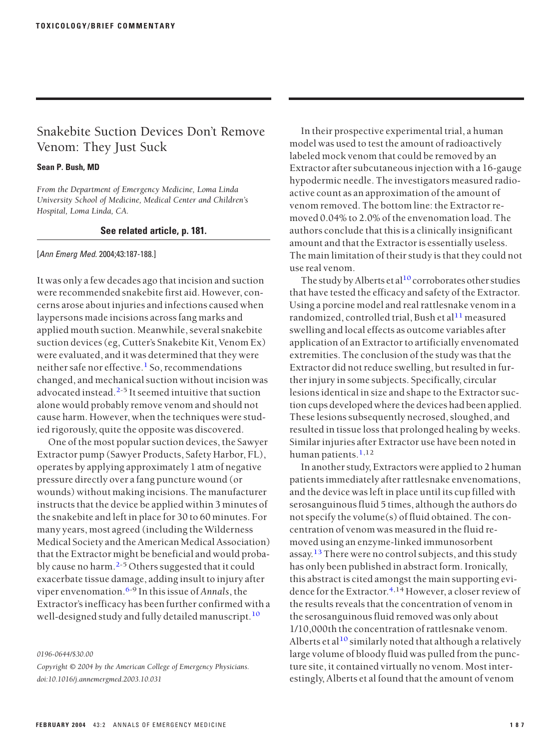# Snakebite Suction Devices Don't Remove Venom: They Just Suck

**Sean P. Bush, MD**

*From the Department of Emergency Medicine, Loma Linda University School of Medicine, Medical Center and Children's Hospital, Loma Linda, CA.*

**See related article, p. 181.**

[*Ann Emerg Med.* 2004;43:187-188.]

It was only a few decades ago that incision and suction were recommended snakebite first aid. However, concerns arose about injuries and infections caused when laypersons made incisions across fang marks and applied mouth suction. Meanwhile, several snakebite suction devices (eg, Cutter's Snakebite Kit, Venom Ex) were evaluated, and it was determined that they were neither safe nor effective.[1] So, recommendations changed, and mechanical suction without incision was advocated instead.[2-5] It seemed intuitive that suction alone would probably remove venom and should not cause harm. However, when the techniques were studied rigorously, quite the opposite was discovered.

One of the most popular suction devices, the Sawyer Extractor pump (Sawyer Products, Safety Harbor, FL), operates by applying approximately 1 atm of negative pressure directly over a fang puncture wound (or wounds) without making incisions. The manufacturer instructs that the device be applied within 3 minutes of the snakebite and left in place for 30 to 60 minutes. For many years, most agreed (including the Wilderness Medical Society and the American Medical Association) that the Extractor might be beneficial and would probably cause no harm.[2-5] Others suggested that it could exacerbate tissue damage, adding insult to injury after viper envenomation.[6-9] In this issue of *Annals*, the Extractor's inefficacy has been further confirmed with a well-designed study and fully detailed manuscript.[10]

0196-0644/$30.00

*Copyright © 2004 by the American College of Emergency Physicians.*

*doi:10.1016/j.annemergmed.2003.10.031*

In their prospective experimental trial, a human model was used to test the amount of radioactively labeled mock venom that could be removed by an Extractor after subcutaneous injection with a 16-gauge hypodermic needle. The investigators measured radioactive count as an approximation of the amount of venom removed. The bottom line: the Extractor removed 0.04% to 2.0% of the envenomation load. The authors conclude that this is a clinically insignificant amount and that the Extractor is essentially useless. The main limitation of their study is that they could not use real venom.

The study by Alberts et al[10] corroborates other studies that have tested the efficacy and safety of the Extractor. Using a porcine model and real rattlesnake venom in a randomized, controlled trial, Bush et al[11] measured swelling and local effects as outcome variables after application of an Extractor to artificially envenomated extremities. The conclusion of the study was that the Extractor did not reduce swelling, but resulted in further injury in some subjects. Specifically, circular lesions identical in size and shape to the Extractor suction cups developed where the devices had been applied. These lesions subsequently necrosed, sloughed, and resulted in tissue loss that prolonged healing by weeks. Similar injuries after Extractor use have been noted in human patients.[1,12]

In another study, Extractors were applied to 2 human patients immediately after rattlesnake envenomations, and the device was left in place until its cup filled with serosanguinous fluid 5 times, although the authors do not specify the volume(s) of fluid obtained. The concentration of venom was measured in the fluid removed using an enzyme-linked immunosorbent assay.[13] There were no control subjects, and this study has only been published in abstract form. Ironically, this abstract is cited amongst the main supporting evidence for the Extractor.[4,14] However, a closer review of the results reveals that the concentration of venom in the serosanguinous fluid removed was only about 1/10,000th the concentration of rattlesnake venom. Alberts et al[10] similarly noted that although a relatively large volume of bloody fluid was pulled from the puncture site, it contained virtually no venom. Most interestingly, Alberts et al found that the amount of venom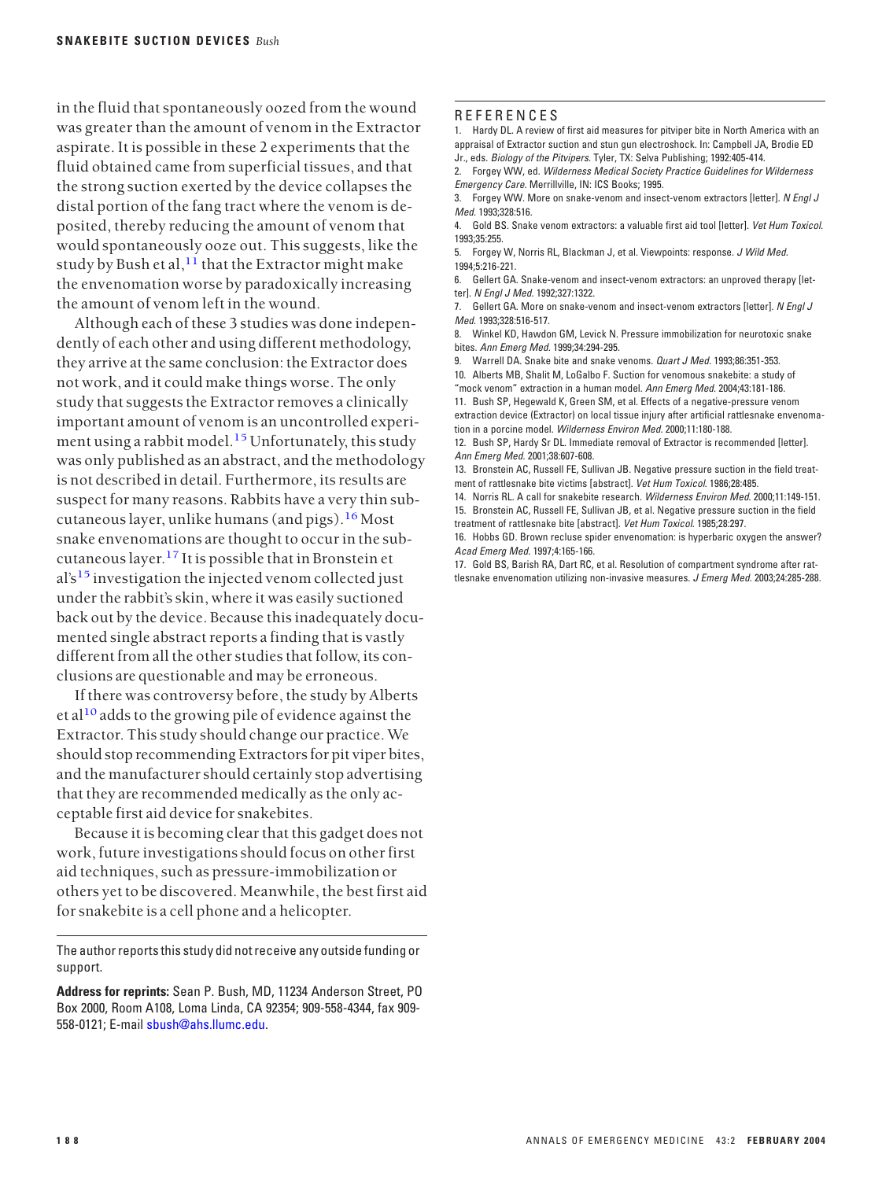in the fluid that spontaneously oozed from the wound was greater than the amount of venom in the Extractor aspirate. It is possible in these 2 experiments that the fluid obtained came from superficial tissues, and that the strong suction exerted by the device collapses the distal portion of the fang tract where the venom is deposited, thereby reducing the amount of venom that would spontaneously ooze out. This suggests, like the study by Bush et al,[11] that the Extractor might make the envenomation worse by paradoxically increasing the amount of venom left in the wound.

Although each of these 3 studies was done independently of each other and using different methodology, they arrive at the same conclusion: the Extractor does not work, and it could make things worse. The only study that suggests the Extractor removes a clinically important amount of venom is an uncontrolled experiment using a rabbit model.[15] Unfortunately, this study was only published as an abstract, and the methodology is not described in detail. Furthermore, its results are suspect for many reasons. Rabbits have a very thin subcutaneous layer, unlike humans (and pigs).[16] Most snake envenomations are thought to occur in the subcutaneous layer.[17] It is possible that in Bronstein et al's[15] investigation the injected venom collected just under the rabbit's skin, where it was easily suctioned back out by the device. Because this inadequately documented single abstract reports a finding that is vastly different from all the other studies that follow, its conclusions are questionable and may be erroneous.

If there was controversy before, the study by Alberts et al[10] adds to the growing pile of evidence against the Extractor. This study should change our practice. We should stop recommending Extractors for pit viper bites, and the manufacturer should certainly stop advertising that they are recommended medically as the only acceptable first aid device for snakebites.

Because it is becoming clear that this gadget does not work, future investigations should focus on other first aid techniques, such as pressure-immobilization or others yet to be discovered. Meanwhile, the best first aid for snakebite is a cell phone and a helicopter.

The author reports this study did not receive any outside funding or support.

**Address for reprints:** Sean P. Bush, MD, 11234 Anderson Street, PO Box 2000, Room A108, Loma Linda, CA 92354; 909-558-4344, fax 909-558-0121; E-mail sbush@ahs.llumc.edu.

## REFERENCES

1. Hardy DL. A review of first aid measures for pitviper bite in North America with an appraisal of Extractor suction and stun gun electroshock. In: Campbell JA, Brodie ED Jr., eds. *Biology of the Pitvipers*. Tyler, TX: Selva Publishing; 1992:405-414.
2. Forgey WW, ed. *Wilderness Medical Society Practice Guidelines for Wilderness Emergency Care*. Merrillville, IN: ICS Books; 1995.
3. Forgey WW. More on snake-venom and insect-venom extractors [letter]. *N Engl J Med*. 1993;328:516.
4. Gold BS. Snake venom extractors: a valuable first aid tool [letter]. *Vet Hum Toxicol*. 1993;35:255.
5. Forgey W, Norris RL, Blackman J, et al. Viewpoints: response. *J Wild Med*. 1994;5:216-221.
6. Gellert GA. Snake-venom and insect-venom extractors: an unproved therapy [letter]. *N Engl J Med*. 1992;327:1322.
7. Gellert GA. More on snake-venom and insect-venom extractors [letter]. *N Engl J Med*. 1993;328:516-517.
8. Winkel KD, Hawdon GM, Levick N. Pressure immobilization for neurotoxic snake bites. *Ann Emerg Med*. 1999;34:294-295.
9. Warrell DA. Snake bite and snake venoms. *Quart J Med*. 1993;86:351-353.
10. Alberts MB, Shalit M, LoGalbo F. Suction for venomous snakebite: a study of "mock venom" extraction in a human model. *Ann Emerg Med*. 2004;43:181-186.
11. Bush SP, Hegewald K, Green SM, et al. Effects of a negative-pressure venom extraction device (Extractor) on local tissue injury after artificial rattlesnake envenomation in a porcine model. *Wilderness Environ Med*. 2000;11:180-188.
12. Bush SP, Hardy Sr DL. Immediate removal of Extractor is recommended [letter]. *Ann Emerg Med*. 2001;38:607-608.
13. Bronstein AC, Russell FE, Sullivan JB. Negative pressure suction in the field treatment of rattlesnake bite victims [abstract]. *Vet Hum Toxicol*. 1986;28:485.
14. Norris RL. A call for snakebite research. *Wilderness Environ Med*. 2000;11:149-151.
15. Bronstein AC, Russell FE, Sullivan JB, et al. Negative pressure suction in the field treatment of rattlesnake bite [abstract]. *Vet Hum Toxicol*. 1985;28:297.
16. Hobbs GD. Brown recluse spider envenomation: is hyperbaric oxygen the answer? *Acad Emerg Med*. 1997;4:165-166.
17. Gold BS, Barish RA, Dart RC, et al. Resolution of compartment syndrome after rattlesnake envenomation utilizing non-invasive measures. *J Emerg Med*. 2003;24:285-288.